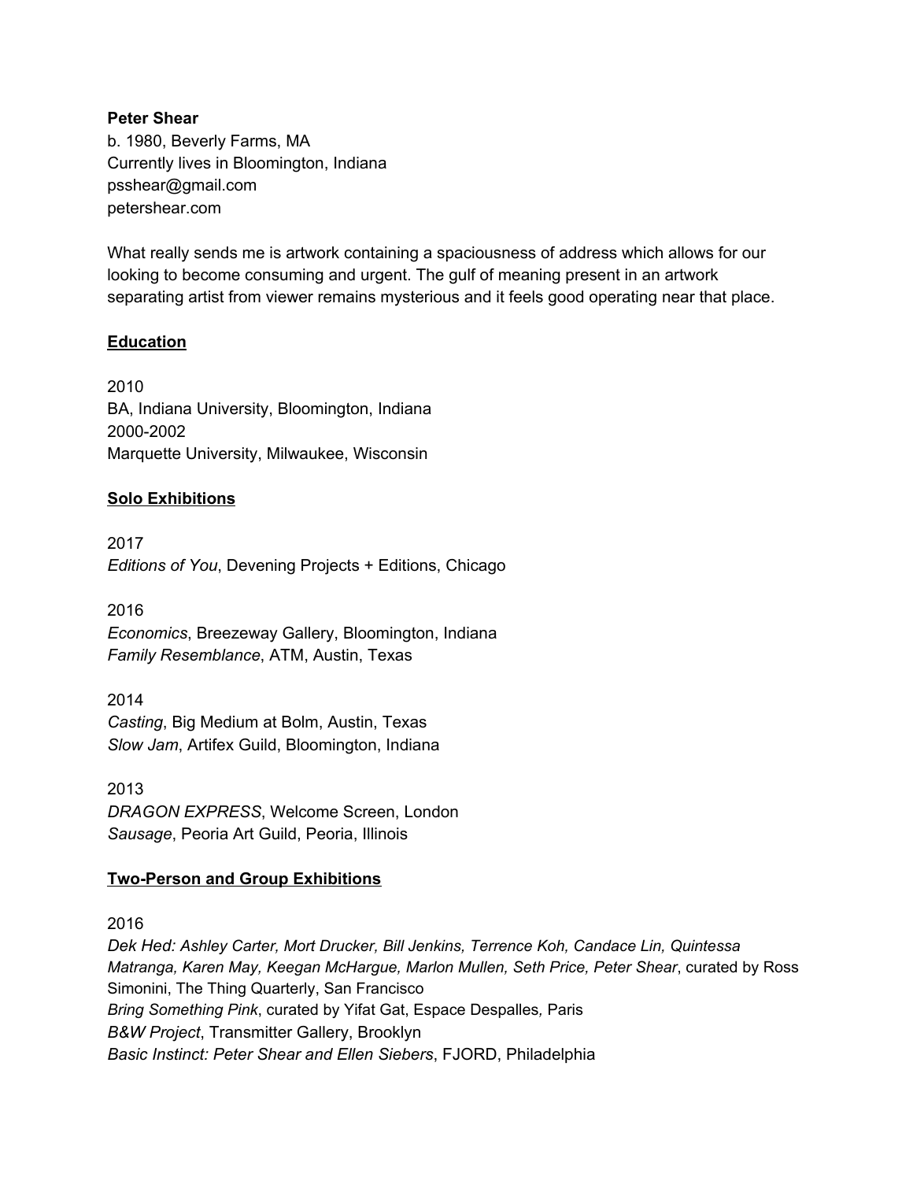**Peter Shear**
b. 1980, Beverly Farms, MA
Currently lives in Bloomington, Indiana
psshear@gmail.com
petershear.com

What really sends me is artwork containing a spaciousness of address which allows for our looking to become consuming and urgent. The gulf of meaning present in an artwork separating artist from viewer remains mysterious and it feels good operating near that place.

## Education

2010
BA, Indiana University, Bloomington, Indiana
2000-2002
Marquette University, Milwaukee, Wisconsin

## Solo Exhibitions

2017
*Editions of You*, Devening Projects + Editions, Chicago

2016
*Economics*, Breezeway Gallery, Bloomington, Indiana
*Family Resemblance*, ATM, Austin, Texas

2014
*Casting*, Big Medium at Bolm, Austin, Texas
*Slow Jam*, Artifex Guild, Bloomington, Indiana

2013
*DRAGON EXPRESS*, Welcome Screen, London
*Sausage*, Peoria Art Guild, Peoria, Illinois

## Two-Person and Group Exhibitions

2016
*Dek Hed: Ashley Carter, Mort Drucker, Bill Jenkins, Terrence Koh, Candace Lin, Quintessa Matranga, Karen May, Keegan McHargue, Marlon Mullen, Seth Price, Peter Shear*, curated by Ross Simonini, The Thing Quarterly, San Francisco
*Bring Something Pink*, curated by Yifat Gat, Espace Despalles, Paris
*B&W Project*, Transmitter Gallery, Brooklyn
*Basic Instinct: Peter Shear and Ellen Siebers*, FJORD, Philadelphia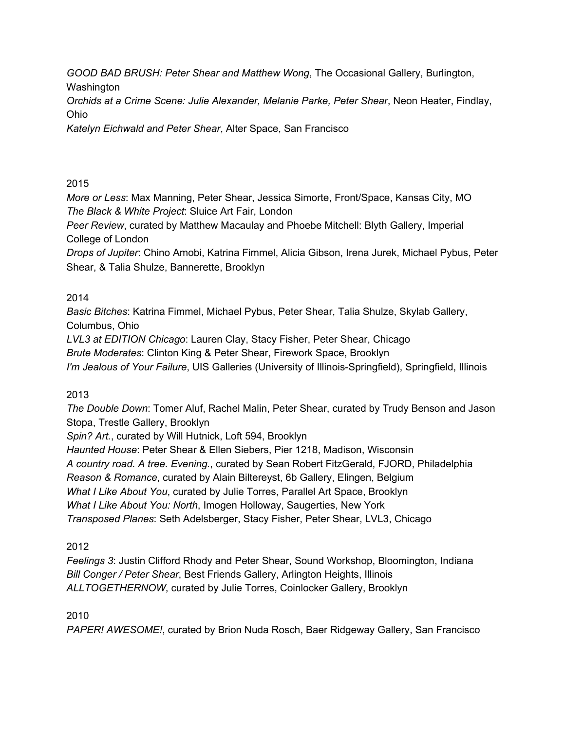*GOOD BAD BRUSH: Peter Shear and Matthew Wong*, The Occasional Gallery, Burlington, Washington
*Orchids at a Crime Scene: Julie Alexander, Melanie Parke, Peter Shear*, Neon Heater, Findlay, Ohio
*Katelyn Eichwald and Peter Shear*, Alter Space, San Francisco

2015
*More or Less*: Max Manning, Peter Shear, Jessica Simorte, Front/Space, Kansas City, MO
*The Black & White Project*: Sluice Art Fair, London
*Peer Review*, curated by Matthew Macaulay and Phoebe Mitchell: Blyth Gallery, Imperial College of London
*Drops of Jupiter*: Chino Amobi, Katrina Fimmel, Alicia Gibson, Irena Jurek, Michael Pybus, Peter Shear, & Talia Shulze, Bannerette, Brooklyn

2014
*Basic Bitches*: Katrina Fimmel, Michael Pybus, Peter Shear, Talia Shulze, Skylab Gallery, Columbus, Ohio
*LVL3 at EDITION Chicago*: Lauren Clay, Stacy Fisher, Peter Shear, Chicago
*Brute Moderates*: Clinton King & Peter Shear, Firework Space, Brooklyn
*I'm Jealous of Your Failure*, UIS Galleries (University of Illinois-Springfield), Springfield, Illinois

2013
*The Double Down*: Tomer Aluf, Rachel Malin, Peter Shear, curated by Trudy Benson and Jason Stopa, Trestle Gallery, Brooklyn
*Spin? Art.*, curated by Will Hutnick, Loft 594, Brooklyn
*Haunted House*: Peter Shear & Ellen Siebers, Pier 1218, Madison, Wisconsin
*A country road. A tree. Evening.*, curated by Sean Robert FitzGerald, FJORD, Philadelphia
*Reason & Romance*, curated by Alain Biltereyst, 6b Gallery, Elingen, Belgium
*What I Like About You*, curated by Julie Torres, Parallel Art Space, Brooklyn
*What I Like About You: North*, Imogen Holloway, Saugerties, New York
*Transposed Planes*: Seth Adelsberger, Stacy Fisher, Peter Shear, LVL3, Chicago

2012
*Feelings 3*: Justin Clifford Rhody and Peter Shear, Sound Workshop, Bloomington, Indiana
*Bill Conger / Peter Shear*, Best Friends Gallery, Arlington Heights, Illinois
*ALLTOGETHERNOW*, curated by Julie Torres, Coinlocker Gallery, Brooklyn

2010
*PAPER! AWESOME!*, curated by Brion Nuda Rosch, Baer Ridgeway Gallery, San Francisco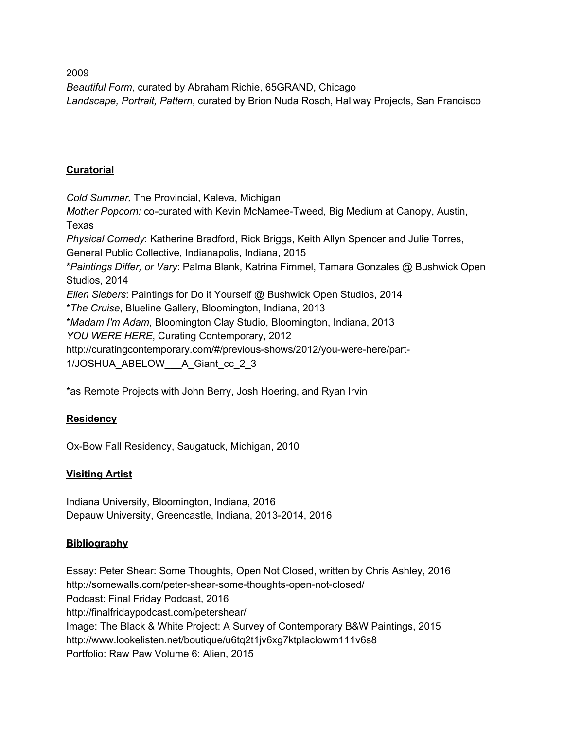2009

*Beautiful Form*, curated by Abraham Richie, 65GRAND, Chicago

*Landscape, Portrait, Pattern*, curated by Brion Nuda Rosch, Hallway Projects, San Francisco

## Curatorial

*Cold Summer,* The Provincial, Kaleva, Michigan

*Mother Popcorn:* co-curated with Kevin McNamee-Tweed, Big Medium at Canopy, Austin, Texas

*Physical Comedy*: Katherine Bradford, Rick Briggs, Keith Allyn Spencer and Julie Torres, General Public Collective, Indianapolis, Indiana, 2015

*\*Paintings Differ, or Vary*: Palma Blank, Katrina Fimmel, Tamara Gonzales @ Bushwick Open Studios, 2014

*Ellen Siebers*: Paintings for Do it Yourself @ Bushwick Open Studios, 2014

\**The Cruise*, Blueline Gallery, Bloomington, Indiana, 2013

\**Madam I'm Adam*, Bloomington Clay Studio, Bloomington, Indiana, 2013

*YOU WERE HERE*, Curating Contemporary, 2012
http://curatingcontemporary.com/#/previous-shows/2012/you-were-here/part-1/JOSHUA_ABELOW___A_Giant_cc_2_3

\*as Remote Projects with John Berry, Josh Hoering, and Ryan Irvin

## Residency

Ox-Bow Fall Residency, Saugatuck, Michigan, 2010

## Visiting Artist

Indiana University, Bloomington, Indiana, 2016

Depauw University, Greencastle, Indiana, 2013-2014, 2016

## Bibliography

Essay: Peter Shear: Some Thoughts, Open Not Closed, written by Chris Ashley, 2016
http://somewalls.com/peter-shear-some-thoughts-open-not-closed/

Podcast: Final Friday Podcast, 2016
http://finalfridaypodcast.com/petershear/

Image: The Black & White Project: A Survey of Contemporary B&W Paintings, 2015
http://www.lookelisten.net/boutique/u6tq2t1jv6xg7ktplaclowm111v6s8

Portfolio: Raw Paw Volume 6: Alien, 2015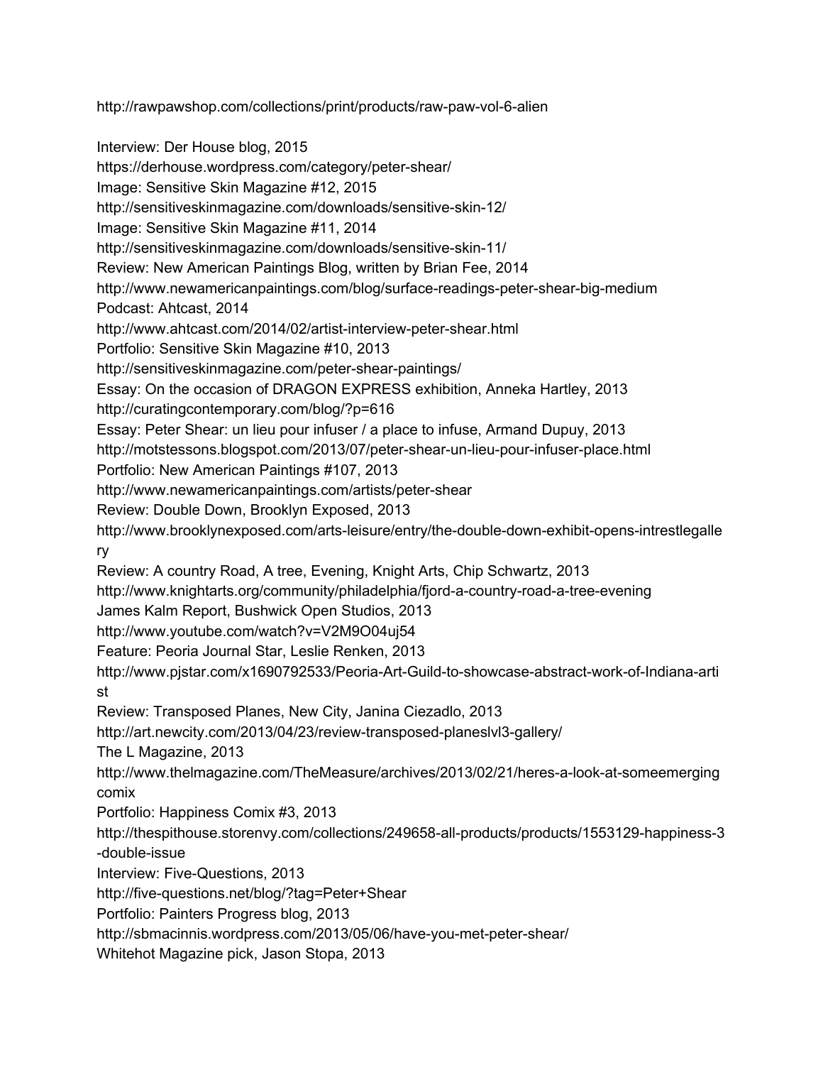http://rawpawshop.com/collections/print/products/raw-paw-vol-6-alien

Interview: Der House blog, 2015
https://derhouse.wordpress.com/category/peter-shear/
Image: Sensitive Skin Magazine #12, 2015
http://sensitiveskinmagazine.com/downloads/sensitive-skin-12/
Image: Sensitive Skin Magazine #11, 2014
http://sensitiveskinmagazine.com/downloads/sensitive-skin-11/
Review: New American Paintings Blog, written by Brian Fee, 2014
http://www.newamericanpaintings.com/blog/surface-readings-peter-shear-big-medium
Podcast: Ahtcast, 2014
http://www.ahtcast.com/2014/02/artist-interview-peter-shear.html
Portfolio: Sensitive Skin Magazine #10, 2013
http://sensitiveskinmagazine.com/peter-shear-paintings/
Essay: On the occasion of DRAGON EXPRESS exhibition, Anneka Hartley, 2013
http://curatingcontemporary.com/blog/?p=616
Essay: Peter Shear: un lieu pour infuser / a place to infuse, Armand Dupuy, 2013
http://motstessons.blogspot.com/2013/07/peter-shear-un-lieu-pour-infuser-place.html
Portfolio: New American Paintings #107, 2013
http://www.newamericanpaintings.com/artists/peter-shear
Review: Double Down, Brooklyn Exposed, 2013
http://www.brooklynexposed.com/arts-leisure/entry/the-double-down-exhibit-opens-intrestlegallery
Review: A country Road, A tree, Evening, Knight Arts, Chip Schwartz, 2013
http://www.knightarts.org/community/philadelphia/fjord-a-country-road-a-tree-evening
James Kalm Report, Bushwick Open Studios, 2013
http://www.youtube.com/watch?v=V2M9O04uj54
Feature: Peoria Journal Star, Leslie Renken, 2013
http://www.pjstar.com/x1690792533/Peoria-Art-Guild-to-showcase-abstract-work-of-Indiana-artist
Review: Transposed Planes, New City, Janina Ciezadlo, 2013
http://art.newcity.com/2013/04/23/review-transposed-planeslvl3-gallery/
The L Magazine, 2013
http://www.thelmagazine.com/TheMeasure/archives/2013/02/21/heres-a-look-at-someemergingcomix
Portfolio: Happiness Comix #3, 2013
http://thespithouse.storenvy.com/collections/249658-all-products/products/1553129-happiness-3-double-issue
Interview: Five-Questions, 2013
http://five-questions.net/blog/?tag=Peter+Shear
Portfolio: Painters Progress blog, 2013
http://sbmacinnis.wordpress.com/2013/05/06/have-you-met-peter-shear/
Whitehot Magazine pick, Jason Stopa, 2013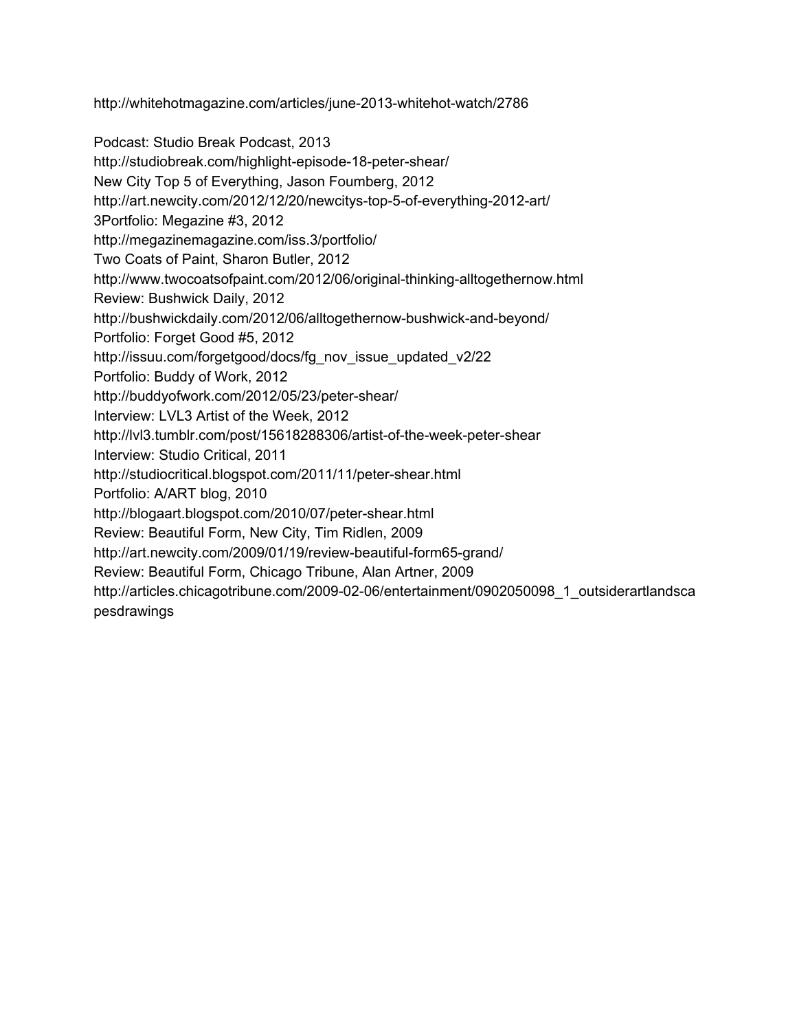http://whitehotmagazine.com/articles/june-2013-whitehot-watch/2786

Podcast: Studio Break Podcast, 2013
http://studiobreak.com/highlight-episode-18-peter-shear/
New City Top 5 of Everything, Jason Foumberg, 2012
http://art.newcity.com/2012/12/20/newcitys-top-5-of-everything-2012-art/
3Portfolio: Megazine #3, 2012
http://megazinemagazine.com/iss.3/portfolio/
Two Coats of Paint, Sharon Butler, 2012
http://www.twocoatsofpaint.com/2012/06/original-thinking-alltogethernow.html
Review: Bushwick Daily, 2012
http://bushwickdaily.com/2012/06/alltogethernow-bushwick-and-beyond/
Portfolio: Forget Good #5, 2012
http://issuu.com/forgetgood/docs/fg_nov_issue_updated_v2/22
Portfolio: Buddy of Work, 2012
http://buddyofwork.com/2012/05/23/peter-shear/
Interview: LVL3 Artist of the Week, 2012
http://lvl3.tumblr.com/post/15618288306/artist-of-the-week-peter-shear
Interview: Studio Critical, 2011
http://studiocritical.blogspot.com/2011/11/peter-shear.html
Portfolio: A/ART blog, 2010
http://blogaart.blogspot.com/2010/07/peter-shear.html
Review: Beautiful Form, New City, Tim Ridlen, 2009
http://art.newcity.com/2009/01/19/review-beautiful-form65-grand/
Review: Beautiful Form, Chicago Tribune, Alan Artner, 2009
http://articles.chicagotribune.com/2009-02-06/entertainment/0902050098_1_outsiderartlandscapesdrawings